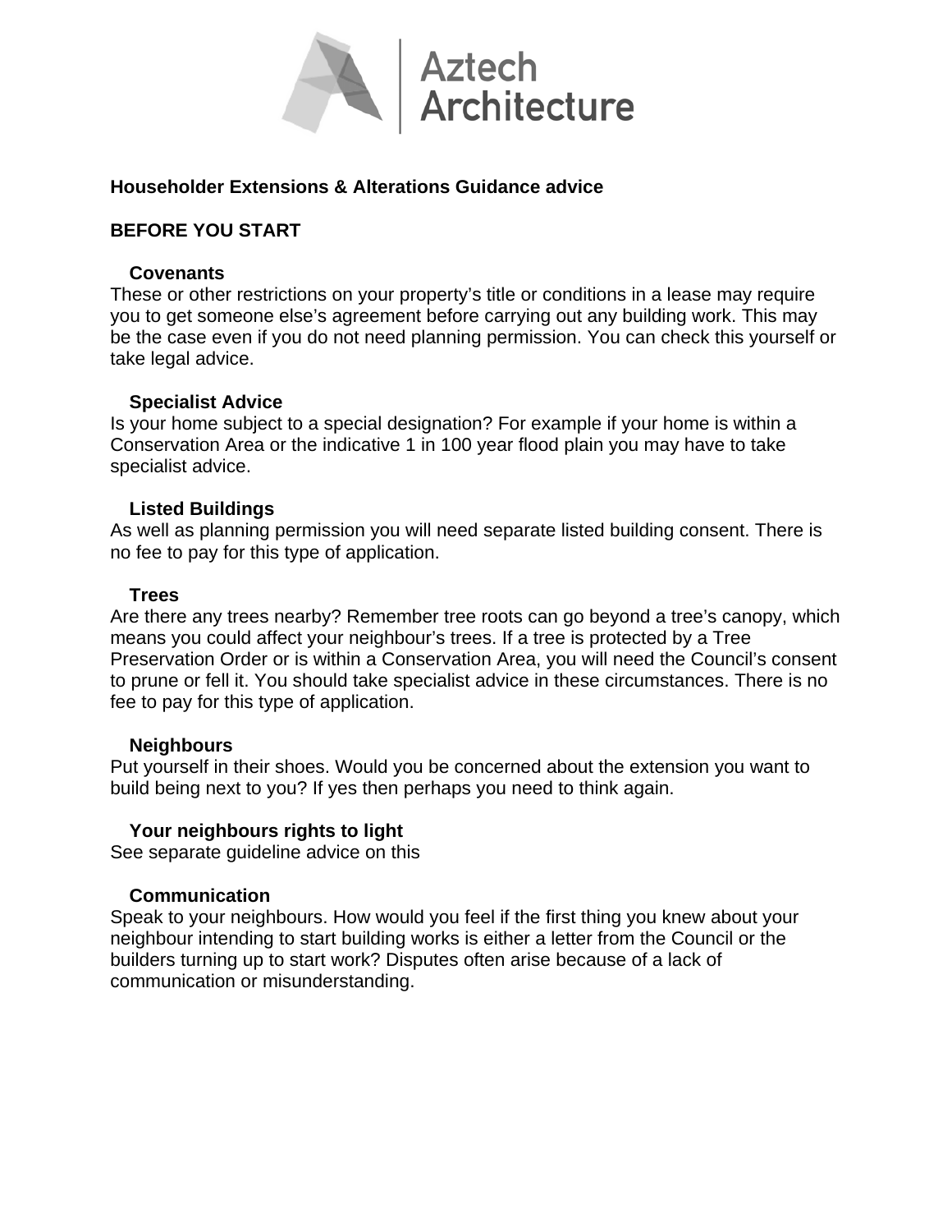Aztech Architecture

## Householder Extensions & Alterations Guidance advice

### BEFORE YOU START

#### Covenants

These or other restrictions on your property's title or conditions in a lease may require you to get someone else's agreement before carrying out any building work. This may be the case even if you do not need planning permission. You can check this yourself or take legal advice.

#### Specialist Advice

Is your home subject to a special designation? For example if your home is within a Conservation Area or the indicative 1 in 100 year flood plain you may have to take specialist advice.

#### Listed Buildings

As well as planning permission you will need separate listed building consent. There is no fee to pay for this type of application.

#### Trees

Are there any trees nearby? Remember tree roots can go beyond a tree's canopy, which means you could affect your neighbour's trees. If a tree is protected by a Tree Preservation Order or is within a Conservation Area, you will need the Council's consent to prune or fell it. You should take specialist advice in these circumstances. There is no fee to pay for this type of application.

#### Neighbours

Put yourself in their shoes. Would you be concerned about the extension you want to build being next to you? If yes then perhaps you need to think again.

#### Your neighbours rights to light

See separate guideline advice on this

#### Communication

Speak to your neighbours. How would you feel if the first thing you knew about your neighbour intending to start building works is either a letter from the Council or the builders turning up to start work? Disputes often arise because of a lack of communication or misunderstanding.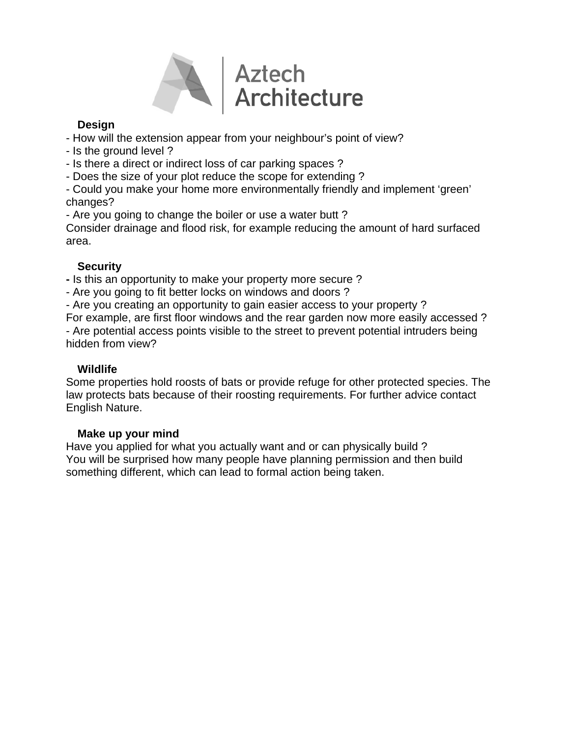### Design

- How will the extension appear from your neighbour's point of view?
- Is the ground level ?
- Is there a direct or indirect loss of car parking spaces ?
- Does the size of your plot reduce the scope for extending ?
- Could you make your home more environmentally friendly and implement 'green' changes?
- Are you going to change the boiler or use a water butt ?

Consider drainage and flood risk, for example reducing the amount of hard surfaced area.

### Security

- Is this an opportunity to make your property more secure ?
- Are you going to fit better locks on windows and doors ?
- Are you creating an opportunity to gain easier access to your property ?

For example, are first floor windows and the rear garden now more easily accessed ?

- Are potential access points visible to the street to prevent potential intruders being hidden from view?

### Wildlife

Some properties hold roosts of bats or provide refuge for other protected species. The law protects bats because of their roosting requirements. For further advice contact English Nature.

### Make up your mind

Have you applied for what you actually want and or can physically build ?
You will be surprised how many people have planning permission and then build something different, which can lead to formal action being taken.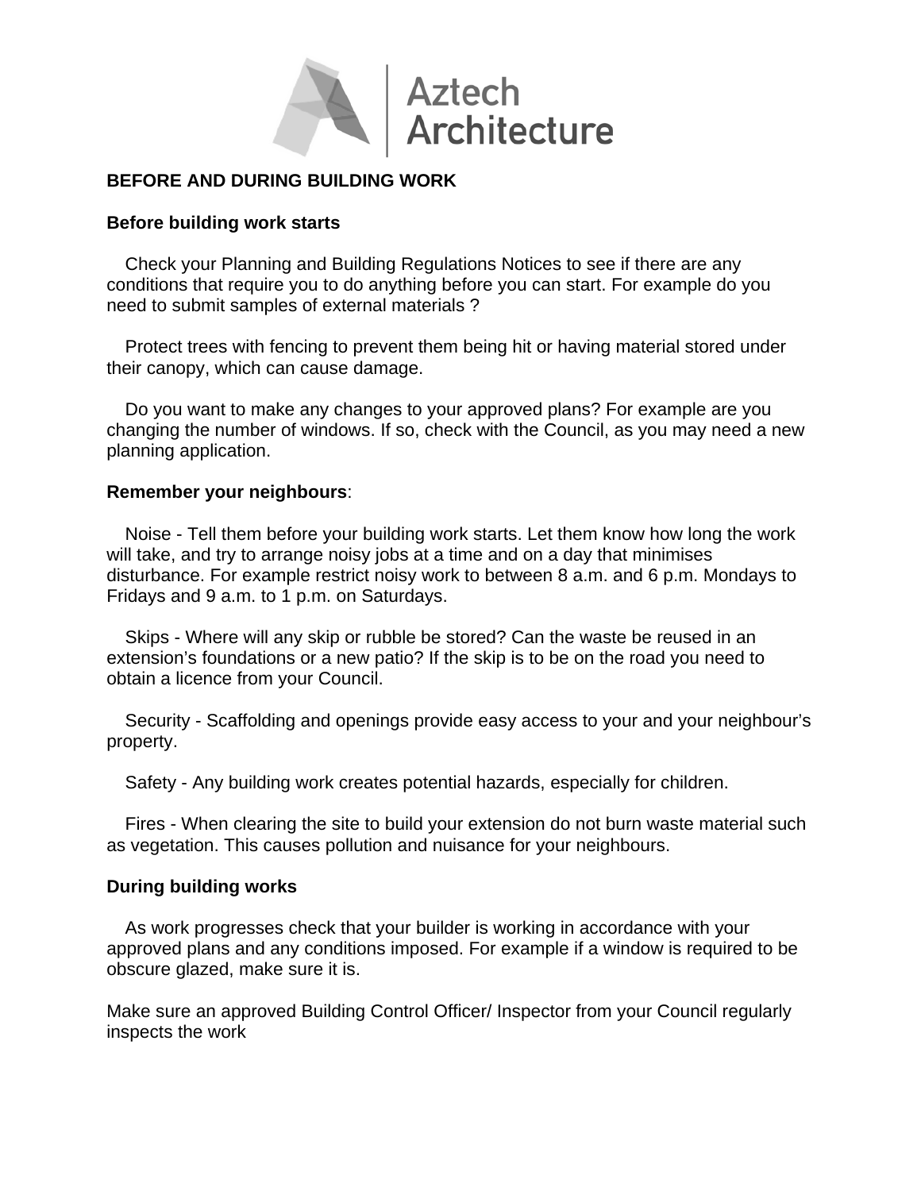Aztech Architecture

# BEFORE AND DURING BUILDING WORK

## Before building work starts

Check your Planning and Building Regulations Notices to see if there are any conditions that require you to do anything before you can start. For example do you need to submit samples of external materials ?

Protect trees with fencing to prevent them being hit or having material stored under their canopy, which can cause damage.

Do you want to make any changes to your approved plans? For example are you changing the number of windows. If so, check with the Council, as you may need a new planning application.

**Remember your neighbours**:

Noise - Tell them before your building work starts. Let them know how long the work will take, and try to arrange noisy jobs at a time and on a day that minimises disturbance. For example restrict noisy work to between 8 a.m. and 6 p.m. Mondays to Fridays and 9 a.m. to 1 p.m. on Saturdays.

Skips - Where will any skip or rubble be stored? Can the waste be reused in an extension's foundations or a new patio? If the skip is to be on the road you need to obtain a licence from your Council.

Security - Scaffolding and openings provide easy access to your and your neighbour's property.

Safety - Any building work creates potential hazards, especially for children.

Fires - When clearing the site to build your extension do not burn waste material such as vegetation. This causes pollution and nuisance for your neighbours.

## During building works

As work progresses check that your builder is working in accordance with your approved plans and any conditions imposed. For example if a window is required to be obscure glazed, make sure it is.

Make sure an approved Building Control Officer/ Inspector from your Council regularly inspects the work